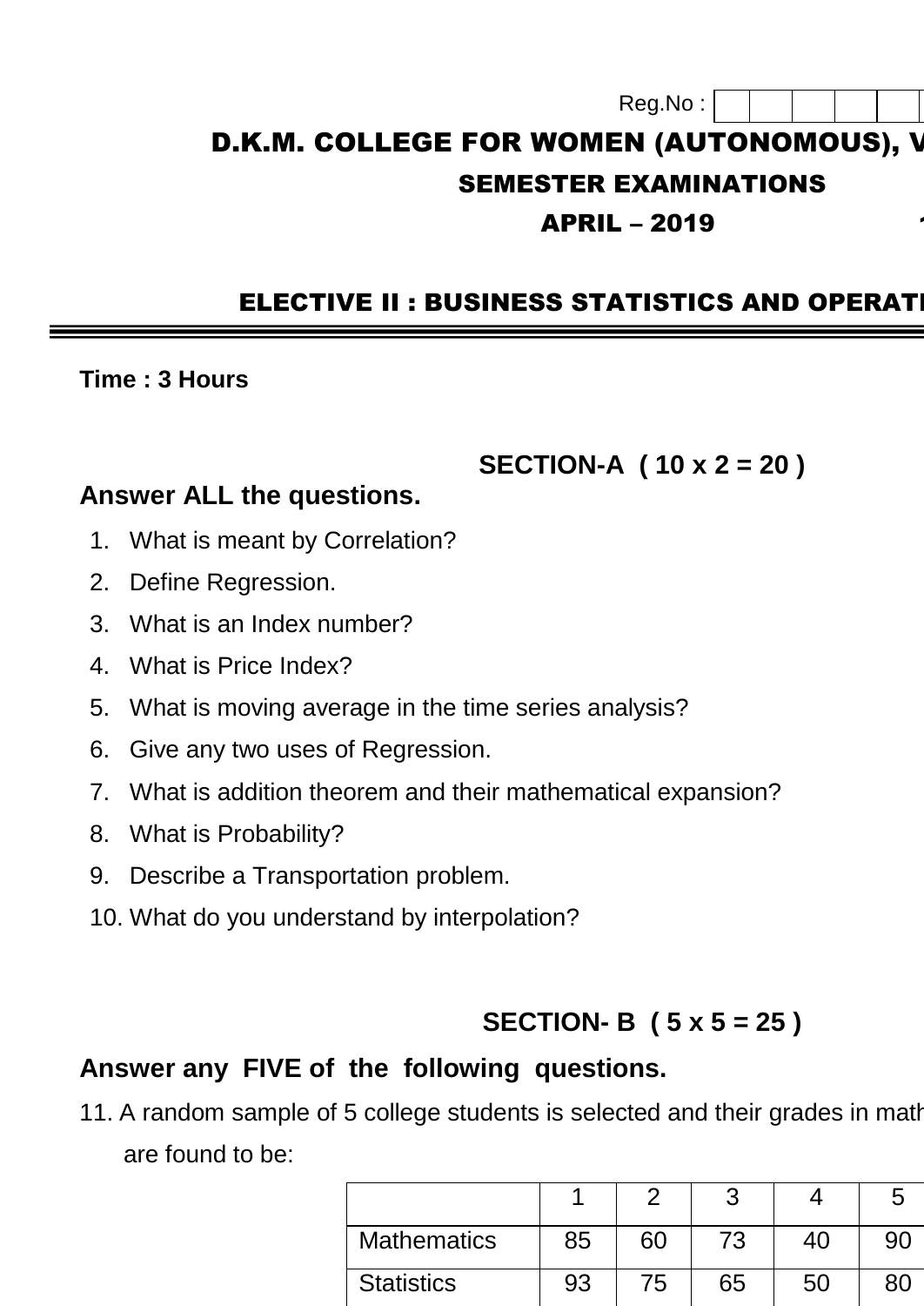Reg.No :

# D.K.M. COLLEGE FOR WOMEN (AUTONOMOUS), V

## SEMESTER EXAMINATIONS

## APRIL – 2019

## ELECTIVE II : BUSINESS STATISTICS AND OPERAT

**Time : 3 Hours**

### SECTION-A ( 10 x 2 = 20 )

**Answer ALL the questions.**

1. What is meant by Correlation?
2. Define Regression.
3. What is an Index number?
4. What is Price Index?
5. What is moving average in the time series analysis?
6. Give any two uses of Regression.
7. What is addition theorem and their mathematical expansion?
8. What is Probability?
9. Describe a Transportation problem.
10. What do you understand by interpolation?

### SECTION- B ( 5 x 5 = 25 )

**Answer any FIVE of the following questions.**

11. A random sample of 5 college students is selected and their grades in math are found to be:

| | 1 | 2 | 3 | 4 | 5 |
|---|---|---|---|---|---|
| Mathematics | 85 | 60 | 73 | 40 | 90 |
| Statistics | 93 | 75 | 65 | 50 | 80 |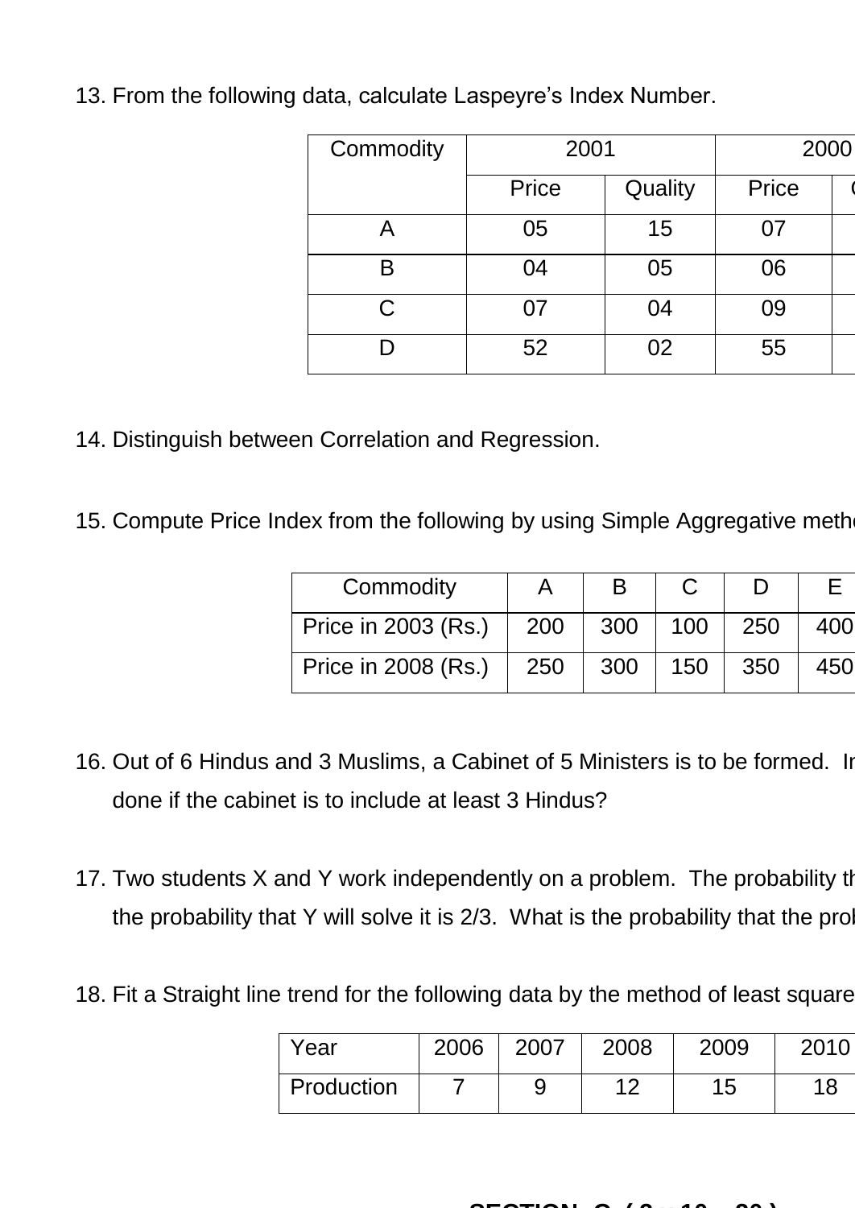13. From the following data, calculate Laspeyre's Index Number.

| Commodity | 2001 | | 2000 | |
|---|---|---|---|---|
| | Price | Quality | Price | ( |
| A | 05 | 15 | 07 | |
| B | 04 | 05 | 06 | |
| C | 07 | 04 | 09 | |
| D | 52 | 02 | 55 | |

14. Distinguish between Correlation and Regression.

15. Compute Price Index from the following by using Simple Aggregative meth

| Commodity | A | B | C | D | E |
|---|---|---|---|---|---|
| Price in 2003 (Rs.) | 200 | 300 | 100 | 250 | 400 |
| Price in 2008 (Rs.) | 250 | 300 | 150 | 350 | 450 |

16. Out of 6 Hindus and 3 Muslims, a Cabinet of 5 Ministers is to be formed. In done if the cabinet is to include at least 3 Hindus?

17. Two students X and Y work independently on a problem. The probability th the probability that Y will solve it is 2/3. What is the probability that the prol

18. Fit a Straight line trend for the following data by the method of least square

| Year | 2006 | 2007 | 2008 | 2009 | 2010 |
|---|---|---|---|---|---|
| Production | 7 | 9 | 12 | 15 | 18 |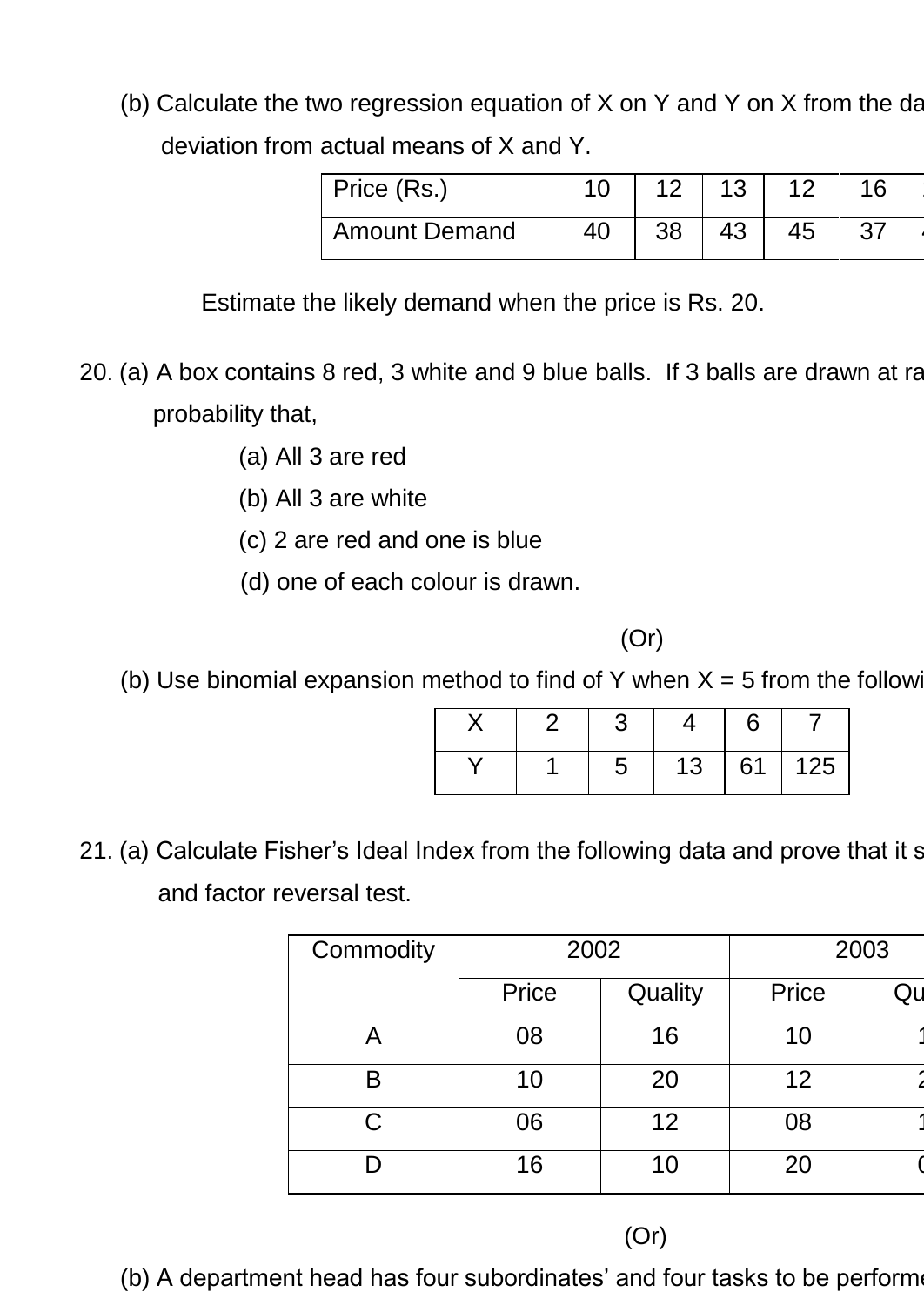(b) Calculate the two regression equation of X on Y and Y on X from the da deviation from actual means of X and Y.

| Price (Rs.) | 10 | 12 | 13 | 12 | 16 | |
|---|---|---|---|---|---|---|
| Amount Demand | 40 | 38 | 43 | 45 | 37 | |

Estimate the likely demand when the price is Rs. 20.

20. (a) A box contains 8 red, 3 white and 9 blue balls. If 3 balls are drawn at ra probability that,

(a) All 3 are red

(b) All 3 are white

(c) 2 are red and one is blue

(d) one of each colour is drawn.

(Or)

(b) Use binomial expansion method to find of Y when X = 5 from the followi

| X | 2 | 3 | 4 | 6 | 7 |
|---|---|---|---|---|---|
| Y | 1 | 5 | 13 | 61 | 125 |

21. (a) Calculate Fisher's Ideal Index from the following data and prove that it s and factor reversal test.

| Commodity | 2002 | | 2003 | |
|---|---|---|---|---|
| | Price | Quality | Price | Qu |
| A | 08 | 16 | 10 | |
| B | 10 | 20 | 12 | |
| C | 06 | 12 | 08 | |
| D | 16 | 10 | 20 | |

(Or)

(b) A department head has four subordinates' and four tasks to be performe